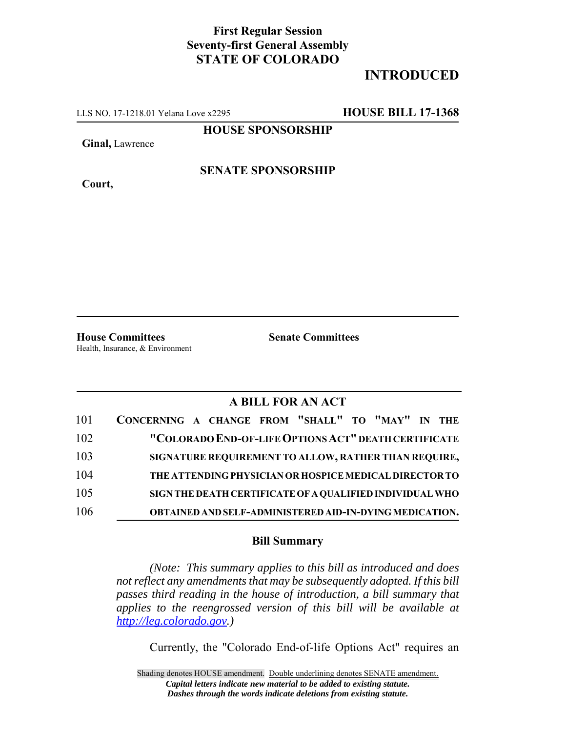**First Regular Session**
**Seventy-first General Assembly**
**STATE OF COLORADO**

# INTRODUCED

LLS NO. 17-1218.01 Yelana Love x2295 **HOUSE BILL 17-1368**

**HOUSE SPONSORSHIP**

**Ginal,** Lawrence

**SENATE SPONSORSHIP**

**Court,**

**House Committees**
Health, Insurance, & Environment

**Senate Committees**

## A BILL FOR AN ACT

101 **CONCERNING A CHANGE FROM "SHALL" TO "MAY" IN THE**
102 **"COLORADO END-OF-LIFE OPTIONS ACT" DEATH CERTIFICATE**
103 **SIGNATURE REQUIREMENT TO ALLOW, RATHER THAN REQUIRE,**
104 **THE ATTENDING PHYSICIAN OR HOSPICE MEDICAL DIRECTOR TO**
105 **SIGN THE DEATH CERTIFICATE OF A QUALIFIED INDIVIDUAL WHO**
106 **OBTAINED AND SELF-ADMINISTERED AID-IN-DYING MEDICATION.**

### Bill Summary

*(Note: This summary applies to this bill as introduced and does not reflect any amendments that may be subsequently adopted. If this bill passes third reading in the house of introduction, a bill summary that applies to the reengrossed version of this bill will be available at http://leg.colorado.gov.)*

Currently, the "Colorado End-of-life Options Act" requires an

Shading denotes HOUSE amendment. Double underlining denotes SENATE amendment.
*Capital letters indicate new material to be added to existing statute.*
*Dashes through the words indicate deletions from existing statute.*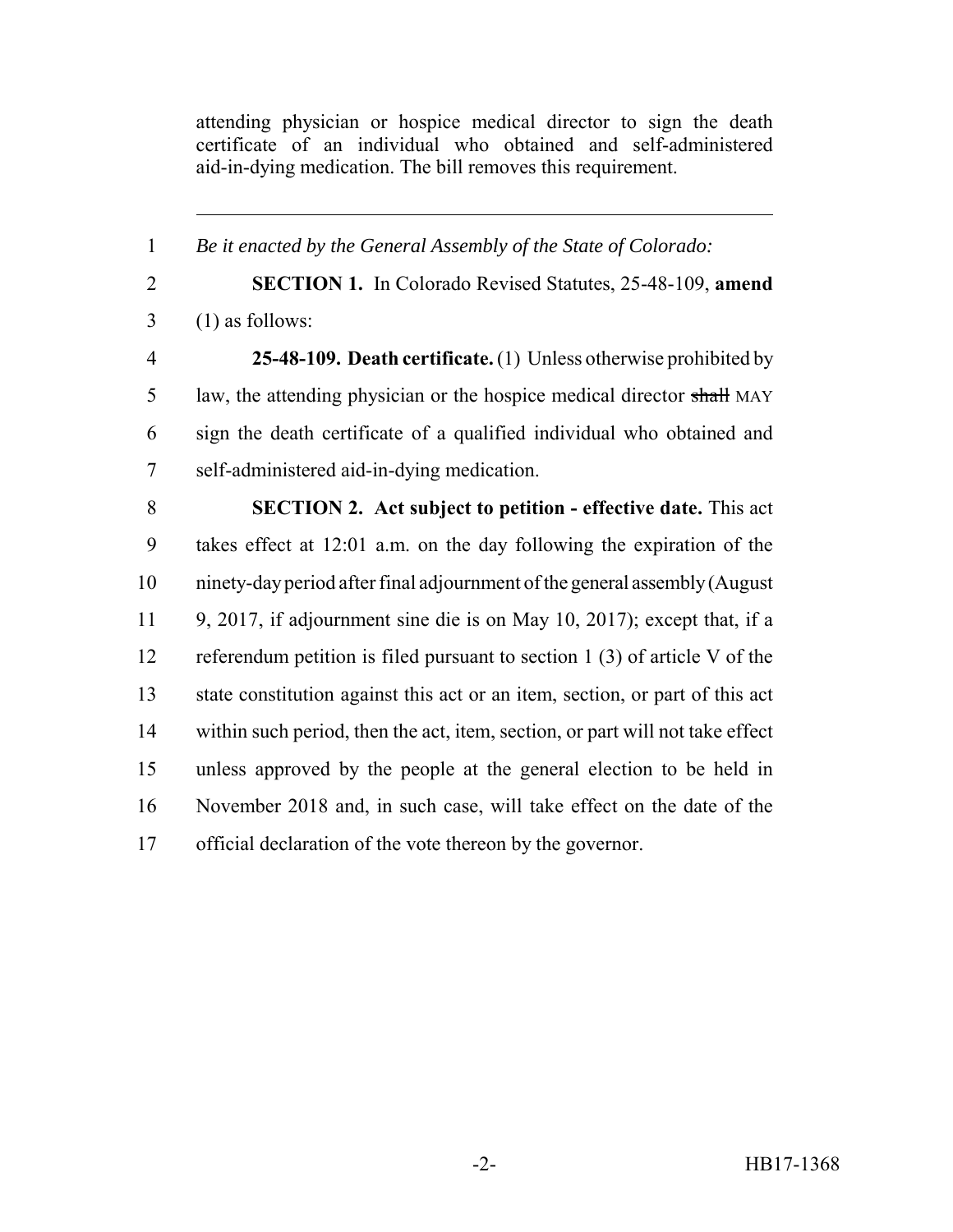attending physician or hospice medical director to sign the death certificate of an individual who obtained and self-administered aid-in-dying medication. The bill removes this requirement.

---

1 *Be it enacted by the General Assembly of the State of Colorado:*

2 **SECTION 1.** In Colorado Revised Statutes, 25-48-109, **amend**
3 (1) as follows:

4 **25-48-109. Death certificate.** (1) Unless otherwise prohibited by
5 law, the attending physician or the hospice medical director ~~shall~~ MAY
6 sign the death certificate of a qualified individual who obtained and
7 self-administered aid-in-dying medication.

8 **SECTION 2. Act subject to petition - effective date.** This act
9 takes effect at 12:01 a.m. on the day following the expiration of the
10 ninety-day period after final adjournment of the general assembly (August
11 9, 2017, if adjournment sine die is on May 10, 2017); except that, if a
12 referendum petition is filed pursuant to section 1 (3) of article V of the
13 state constitution against this act or an item, section, or part of this act
14 within such period, then the act, item, section, or part will not take effect
15 unless approved by the people at the general election to be held in
16 November 2018 and, in such case, will take effect on the date of the
17 official declaration of the vote thereon by the governor.